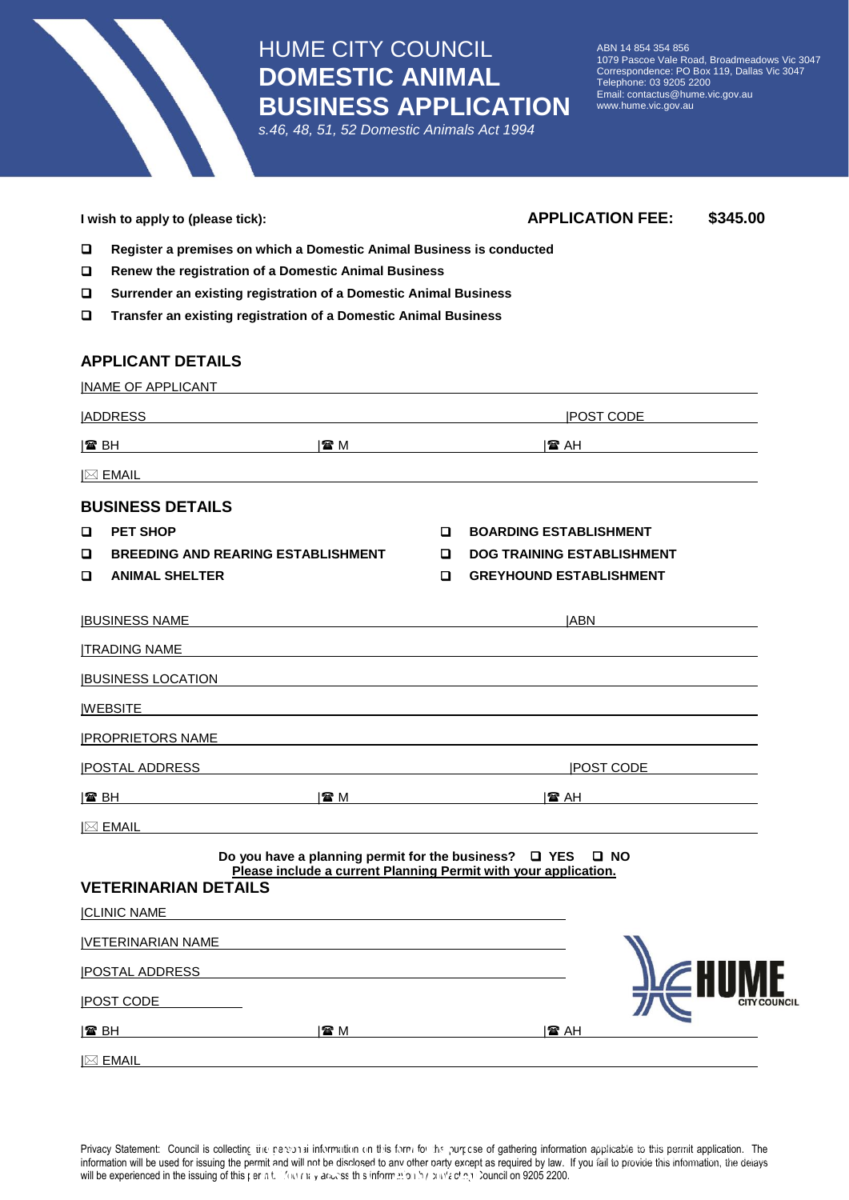# HUME CITY COUNCIL
# DOMESTIC ANIMAL BUSINESS APPLICATION

*s.46, 48, 51, 52 Domestic Animals Act 1994*

ABN 14 854 354 856
1079 Pascoe Vale Road, Broadmeadows Vic 3047
Correspondence: PO Box 119, Dallas Vic 3047
Telephone: 03 9205 2200
Email: contactus@hume.vic.gov.au
www.hume.vic.gov.au

**I wish to apply to (please tick):** **APPLICATION FEE: $345.00**

- ☐ **Register a premises on which a Domestic Animal Business is conducted**
- ☐ **Renew the registration of a Domestic Animal Business**
- ☐ **Surrender an existing registration of a Domestic Animal Business**
- ☐ **Transfer an existing registration of a Domestic Animal Business**

## APPLICANT DETAILS

NAME OF APPLICANT ______________________________

ADDRESS ______________________________ POST CODE __________

☎ BH __________ ☎ M __________ ☎ AH __________

✉ EMAIL ______________________________

## BUSINESS DETAILS

- ☐ **PET SHOP**
- ☐ **BREEDING AND REARING ESTABLISHMENT**
- ☐ **ANIMAL SHELTER**
- ☐ **BOARDING ESTABLISHMENT**
- ☐ **DOG TRAINING ESTABLISHMENT**
- ☐ **GREYHOUND ESTABLISHMENT**

BUSINESS NAME ______________________________ ABN __________

TRADING NAME ______________________________

BUSINESS LOCATION ______________________________

WEBSITE ______________________________

PROPRIETORS NAME ______________________________

POSTAL ADDRESS ______________________________ POST CODE __________

☎ BH __________ ☎ M __________ ☎ AH __________

✉ EMAIL ______________________________

**Do you have a planning permit for the business? ☐ YES ☐ NO**
**Please include a current Planning Permit with your application.**

## VETERINARIAN DETAILS

CLINIC NAME ______________________________

VETERINARIAN NAME ______________________________

POSTAL ADDRESS ______________________________

POST CODE __________

☎ BH __________ ☎ M __________ ☎ AH __________

✉ EMAIL ______________________________

Privacy Statement: Council is collecting the personal information on this form for the purpose of gathering information applicable to this permit application. The information will be used for issuing the permit and will not be disclosed to any other party except as required by law. If you fail to provide this information, the delays will be experienced in the issuing of this permit. You may access this information by contacting Council on 9205 2200.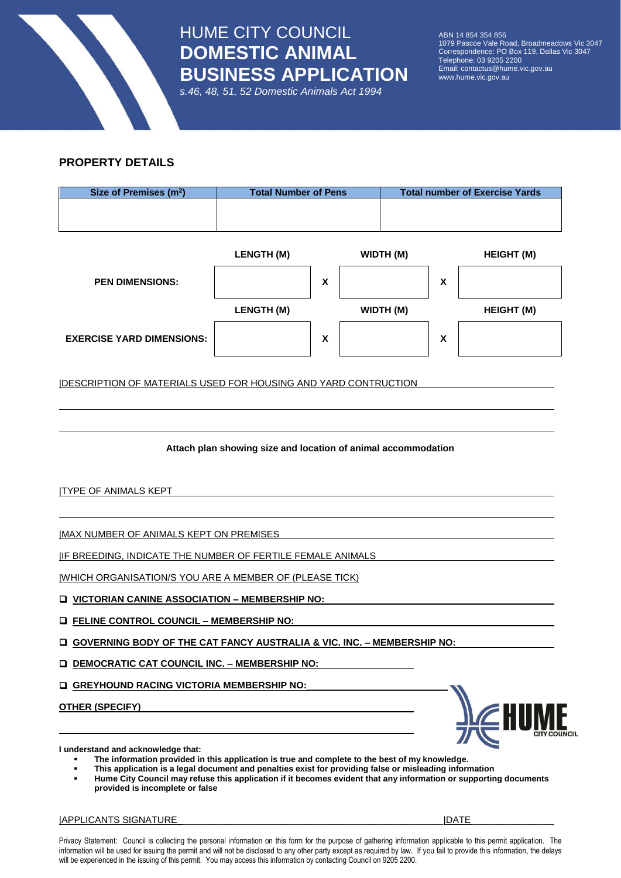# HUME CITY COUNCIL
# DOMESTIC ANIMAL BUSINESS APPLICATION

*s.46, 48, 51, 52 Domestic Animals Act 1994*

ABN 14 854 354 856
1079 Pascoe Vale Road, Broadmeadows Vic 3047
Correspondence: PO Box 119, Dallas Vic 3047
Telephone: 03 9205 2200
Email: contactus@hume.vic.gov.au
www.hume.vic.gov.au

## PROPERTY DETAILS

| Size of Premises ($m^2$) | Total Number of Pens | Total number of Exercise Yards |
|---|---|---|
| | | |

| | LENGTH (M) | | WIDTH (M) | | HEIGHT (M) |
|---|---|---|---|---|---|
| **PEN DIMENSIONS:** | | X | | X | |
| **EXERCISE YARD DIMENSIONS:** | | X | | X | |

DESCRIPTION OF MATERIALS USED FOR HOUSING AND YARD CONTRUCTION ______________________

______________________________________________________________________________

______________________________________________________________________________

**Attach plan showing size and location of animal accommodation**

TYPE OF ANIMALS KEPT ______________________________________________________________

______________________________________________________________________________

MAX NUMBER OF ANIMALS KEPT ON PREMISES ________________________________________

IF BREEDING, INDICATE THE NUMBER OF FERTILE FEMALE ANIMALS ______________________

WHICH ORGANISATION/S YOU ARE A MEMBER OF (PLEASE TICK)

- ☐ **VICTORIAN CANINE ASSOCIATION – MEMBERSHIP NO:** ______________________
- ☐ **FELINE CONTROL COUNCIL – MEMBERSHIP NO:** ______________________
- ☐ **GOVERNING BODY OF THE CAT FANCY AUSTRALIA & VIC. INC. – MEMBERSHIP NO:** ______________________
- ☐ **DEMOCRATIC CAT COUNCIL INC. – MEMBERSHIP NO:** ______________________
- ☐ **GREYHOUND RACING VICTORIA MEMBERSHIP NO:** ______________________

**OTHER (SPECIFY)** ______________________

______________________________________________________________________________

**I understand and acknowledge that:**

- **The information provided in this application is true and complete to the best of my knowledge.**
- **This application is a legal document and penalties exist for providing false or misleading information**
- **Hume City Council may refuse this application if it becomes evident that any information or supporting documents provided is incomplete or false**

APPLICANTS SIGNATURE ______________________________________ DATE ______________

Privacy Statement: Council is collecting the personal information on this form for the purpose of gathering information applicable to this permit application. The information will be used for issuing the permit and will not be disclosed to any other party except as required by law. If you fail to provide this information, the delays will be experienced in the issuing of this permit. You may access this information by contacting Council on 9205 2200.